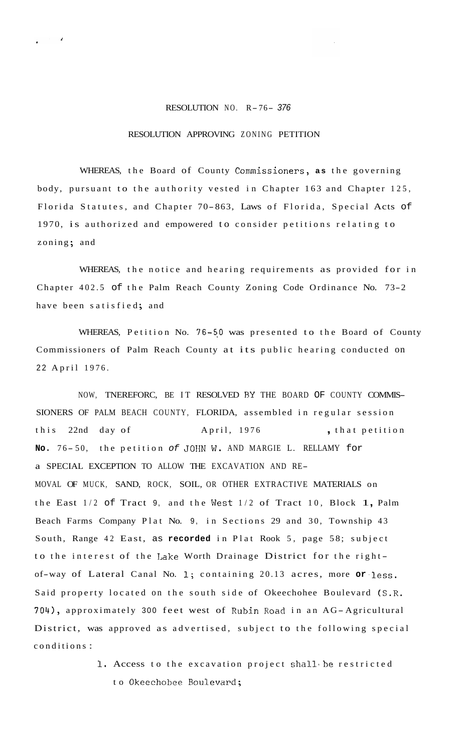# RESOLUTION NO. R-76- 376

## RESOLUTION APPROVING ZONING PETITION

WHEREAS, the Board of County Commissioners, as the governing body, pursuant to the authority vested in Chapter 163 and Chapter 125, Florida Statutes, and Chapter 70-863, Laws of Florida, Special Acts of 1970, is authorized and empowered to consider petitions relating to zoning; and

WHEREAS, the notice and hearing requirements as provided for in Chapter 402.5 of the Palm Reach County Zoning Code Ordinance No. 73-2 have been satisfied; and

WHEREAS, Petition No. 76-50 was presented to the Board of County Commissioners of Palm Reach County at its public hearing conducted on 22 April 1976.

NOW, TNEREFORC, BE IT RESOLVED BY THE BOARD OF COUNTY COMMISSIONERS OF PALM BEACH COUNTY, FLORIDA, assembled in regular session this 22nd day of April, 1976, that petition **No.** 76-50, the petition of JOHN W. AND MARGIE L. RELLAMY for a SPECIAL EXCEPTION TO ALLOW THE EXCAVATION AND REMOVAL OF MUCK, SAND, ROCK, SOIL, OR OTHER EXTRACTIVE MATERIALS on the East 1/2 of Tract 9, and the West 1/2 of Tract 10, Block 1, Palm Beach Farms Company Plat No. 9, in Sections 29 and 30, Township 43 South, Range 42 East, as **recorded** in Plat Rook 5, page 58; subject to the interest of the Lake Worth Drainage District for the right-of-way of Lateral Canal No. 1; containing 20.13 acres, more or less. Said property located on the south side of Okeechohee Boulevard (S.R. 704), approximately 300 feet west of Rubin Road in an AG-Agricultural District, was approved as advertised, subject to the following special conditions:

1. Access to the excavation project shall be restricted to Okeechobee Boulevard;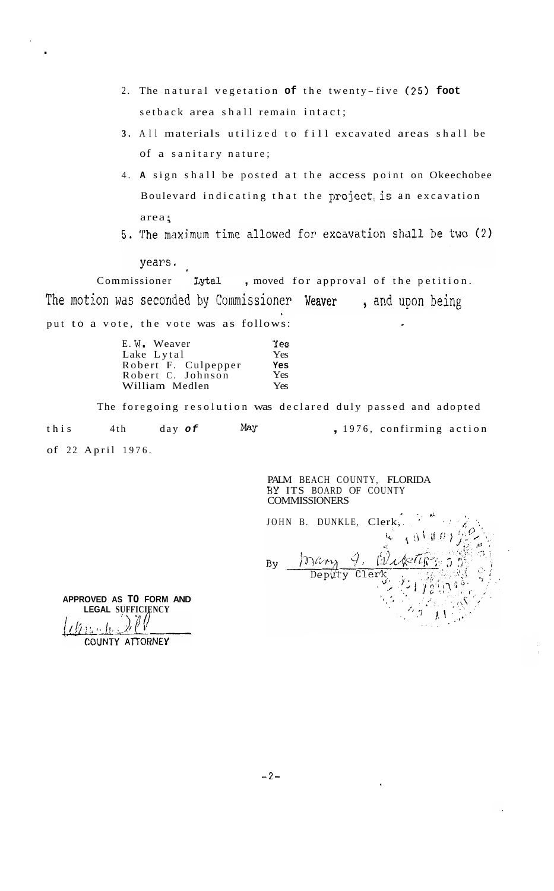2. The natural vegetation of the twenty-five (25) foot setback area shall remain intact;
3. All materials utilized to fill excavated areas shall be of a sanitary nature;
4. A sign shall be posted at the access point on Okeechobee Boulevard indicating that the project is an excavation area;
5. The maximum time allowed for excavation shall be two (2) years.

Commissioner Lytal, moved for approval of the petition. The motion was seconded by Commissioner Weaver, and upon being put to a vote, the vote was as follows:

| | |
|---|---|
| E. W. Weaver | Yes |
| Lake Lytal | Yes |
| Robert F. Culpepper | Yes |
| Robert C. Johnson | Yes |
| William Medlen | Yes |

The foregoing resolution was declared duly passed and adopted this 4th day of May, 1976, confirming action of 22 April 1976.

PALM BEACH COUNTY, FLORIDA
BY ITS BOARD OF COUNTY COMMISSIONERS

JOHN B. DUNKLE, Clerk

By Mary J. Dukette
Deputy Clerk

APPROVED AS TO FORM AND LEGAL SUFFICIENCY

COUNTY ATTORNEY